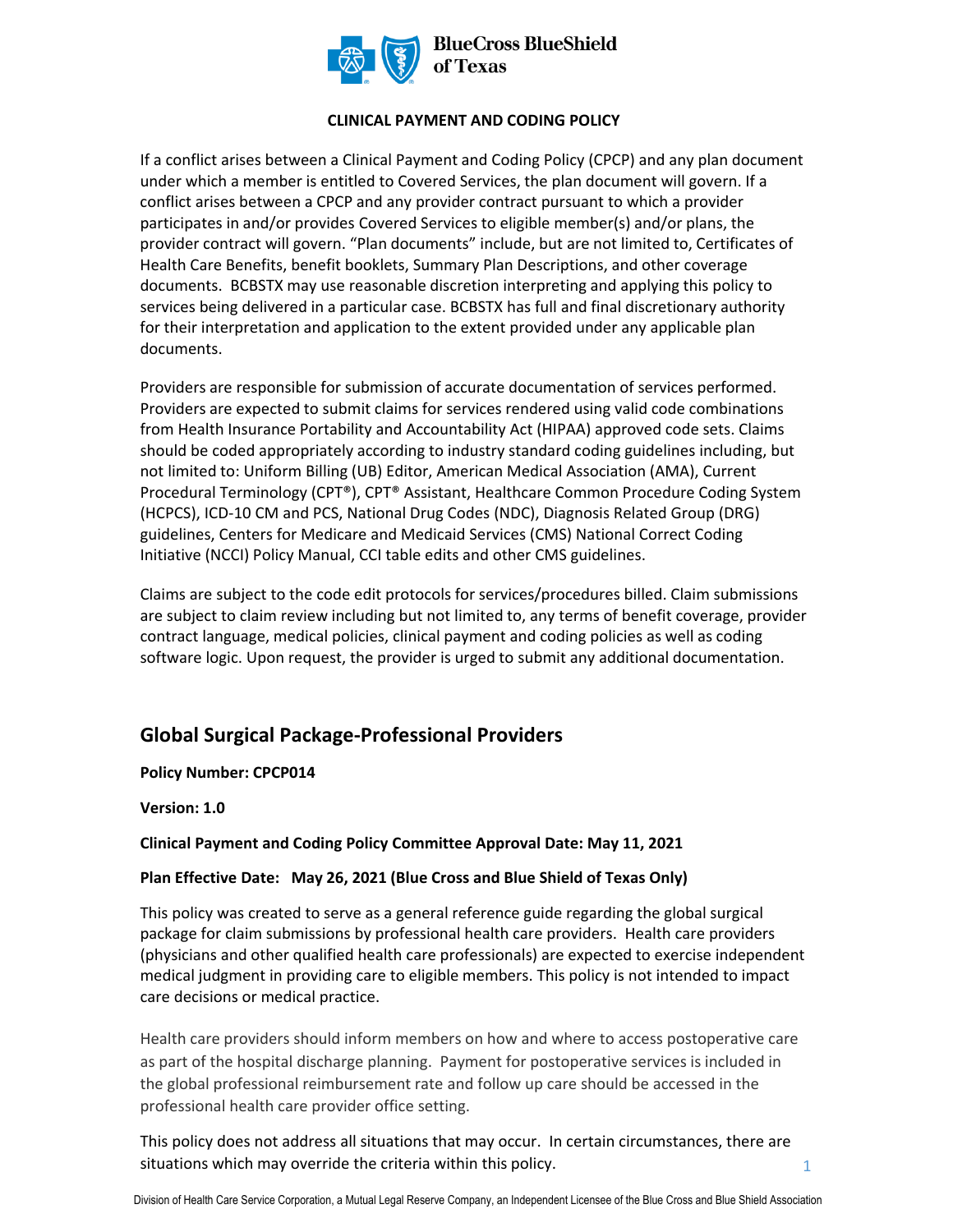**CLINICAL PAYMENT AND CODING POLICY**

If a conflict arises between a Clinical Payment and Coding Policy (CPCP) and any plan document under which a member is entitled to Covered Services, the plan document will govern. If a conflict arises between a CPCP and any provider contract pursuant to which a provider participates in and/or provides Covered Services to eligible member(s) and/or plans, the provider contract will govern. "Plan documents" include, but are not limited to, Certificates of Health Care Benefits, benefit booklets, Summary Plan Descriptions, and other coverage documents. BCBSTX may use reasonable discretion interpreting and applying this policy to services being delivered in a particular case. BCBSTX has full and final discretionary authority for their interpretation and application to the extent provided under any applicable plan documents.

Providers are responsible for submission of accurate documentation of services performed. Providers are expected to submit claims for services rendered using valid code combinations from Health Insurance Portability and Accountability Act (HIPAA) approved code sets. Claims should be coded appropriately according to industry standard coding guidelines including, but not limited to: Uniform Billing (UB) Editor, American Medical Association (AMA), Current Procedural Terminology (CPT®), CPT® Assistant, Healthcare Common Procedure Coding System (HCPCS), ICD-10 CM and PCS, National Drug Codes (NDC), Diagnosis Related Group (DRG) guidelines, Centers for Medicare and Medicaid Services (CMS) National Correct Coding Initiative (NCCI) Policy Manual, CCI table edits and other CMS guidelines.

Claims are subject to the code edit protocols for services/procedures billed. Claim submissions are subject to claim review including but not limited to, any terms of benefit coverage, provider contract language, medical policies, clinical payment and coding policies as well as coding software logic. Upon request, the provider is urged to submit any additional documentation.

## Global Surgical Package-Professional Providers

**Policy Number: CPCP014**

**Version: 1.0**

**Clinical Payment and Coding Policy Committee Approval Date: May 11, 2021**

**Plan Effective Date: May 26, 2021 (Blue Cross and Blue Shield of Texas Only)**

This policy was created to serve as a general reference guide regarding the global surgical package for claim submissions by professional health care providers. Health care providers (physicians and other qualified health care professionals) are expected to exercise independent medical judgment in providing care to eligible members. This policy is not intended to impact care decisions or medical practice.

Health care providers should inform members on how and where to access postoperative care as part of the hospital discharge planning. Payment for postoperative services is included in the global professional reimbursement rate and follow up care should be accessed in the professional health care provider office setting.

This policy does not address all situations that may occur. In certain circumstances, there are situations which may override the criteria within this policy.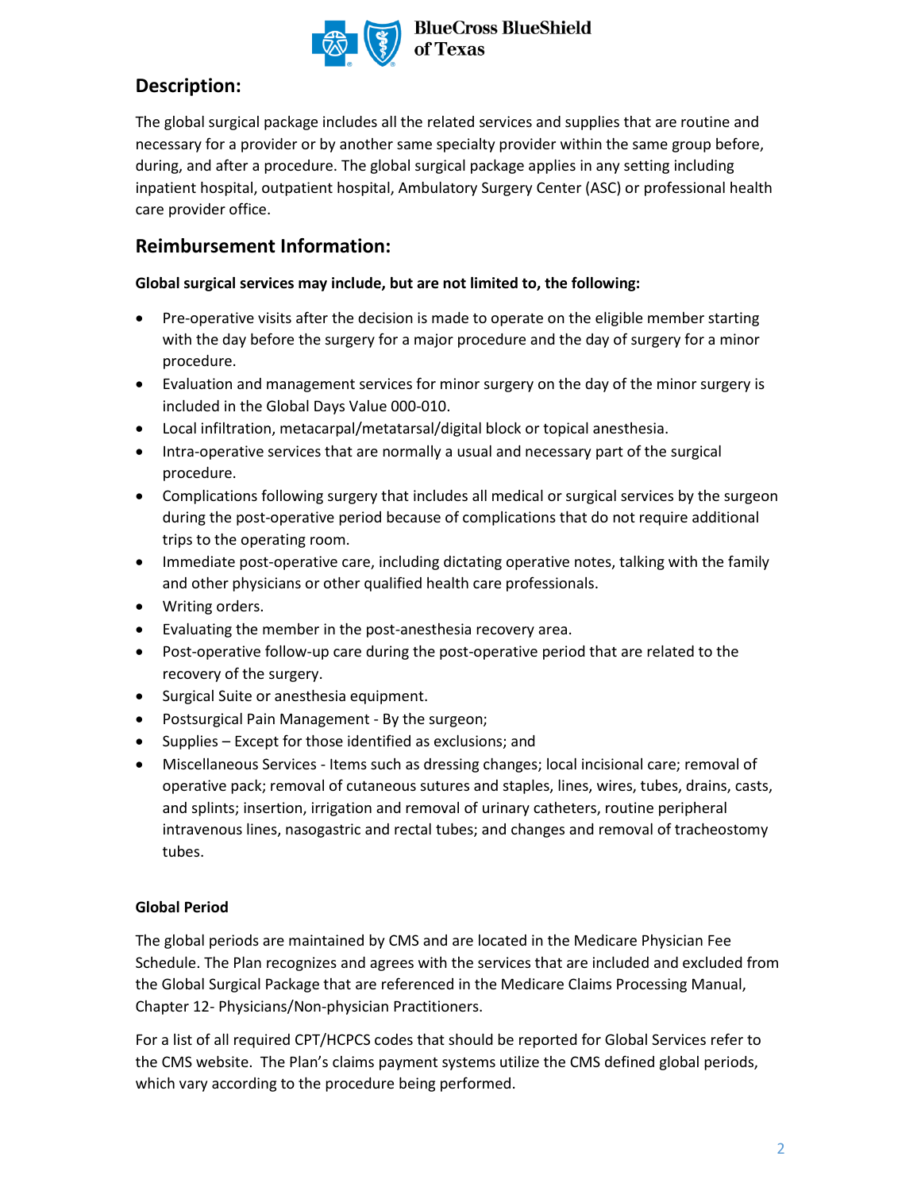## Description:

The global surgical package includes all the related services and supplies that are routine and necessary for a provider or by another same specialty provider within the same group before, during, and after a procedure. The global surgical package applies in any setting including inpatient hospital, outpatient hospital, Ambulatory Surgery Center (ASC) or professional health care provider office.

## Reimbursement Information:

**Global surgical services may include, but are not limited to, the following:**

- Pre-operative visits after the decision is made to operate on the eligible member starting with the day before the surgery for a major procedure and the day of surgery for a minor procedure.
- Evaluation and management services for minor surgery on the day of the minor surgery is included in the Global Days Value 000-010.
- Local infiltration, metacarpal/metatarsal/digital block or topical anesthesia.
- Intra-operative services that are normally a usual and necessary part of the surgical procedure.
- Complications following surgery that includes all medical or surgical services by the surgeon during the post-operative period because of complications that do not require additional trips to the operating room.
- Immediate post-operative care, including dictating operative notes, talking with the family and other physicians or other qualified health care professionals.
- Writing orders.
- Evaluating the member in the post-anesthesia recovery area.
- Post-operative follow-up care during the post-operative period that are related to the recovery of the surgery.
- Surgical Suite or anesthesia equipment.
- Postsurgical Pain Management - By the surgeon;
- Supplies – Except for those identified as exclusions; and
- Miscellaneous Services - Items such as dressing changes; local incisional care; removal of operative pack; removal of cutaneous sutures and staples, lines, wires, tubes, drains, casts, and splints; insertion, irrigation and removal of urinary catheters, routine peripheral intravenous lines, nasogastric and rectal tubes; and changes and removal of tracheostomy tubes.

**Global Period**

The global periods are maintained by CMS and are located in the Medicare Physician Fee Schedule. The Plan recognizes and agrees with the services that are included and excluded from the Global Surgical Package that are referenced in the Medicare Claims Processing Manual, Chapter 12- Physicians/Non-physician Practitioners.

For a list of all required CPT/HCPCS codes that should be reported for Global Services refer to the CMS website. The Plan's claims payment systems utilize the CMS defined global periods, which vary according to the procedure being performed.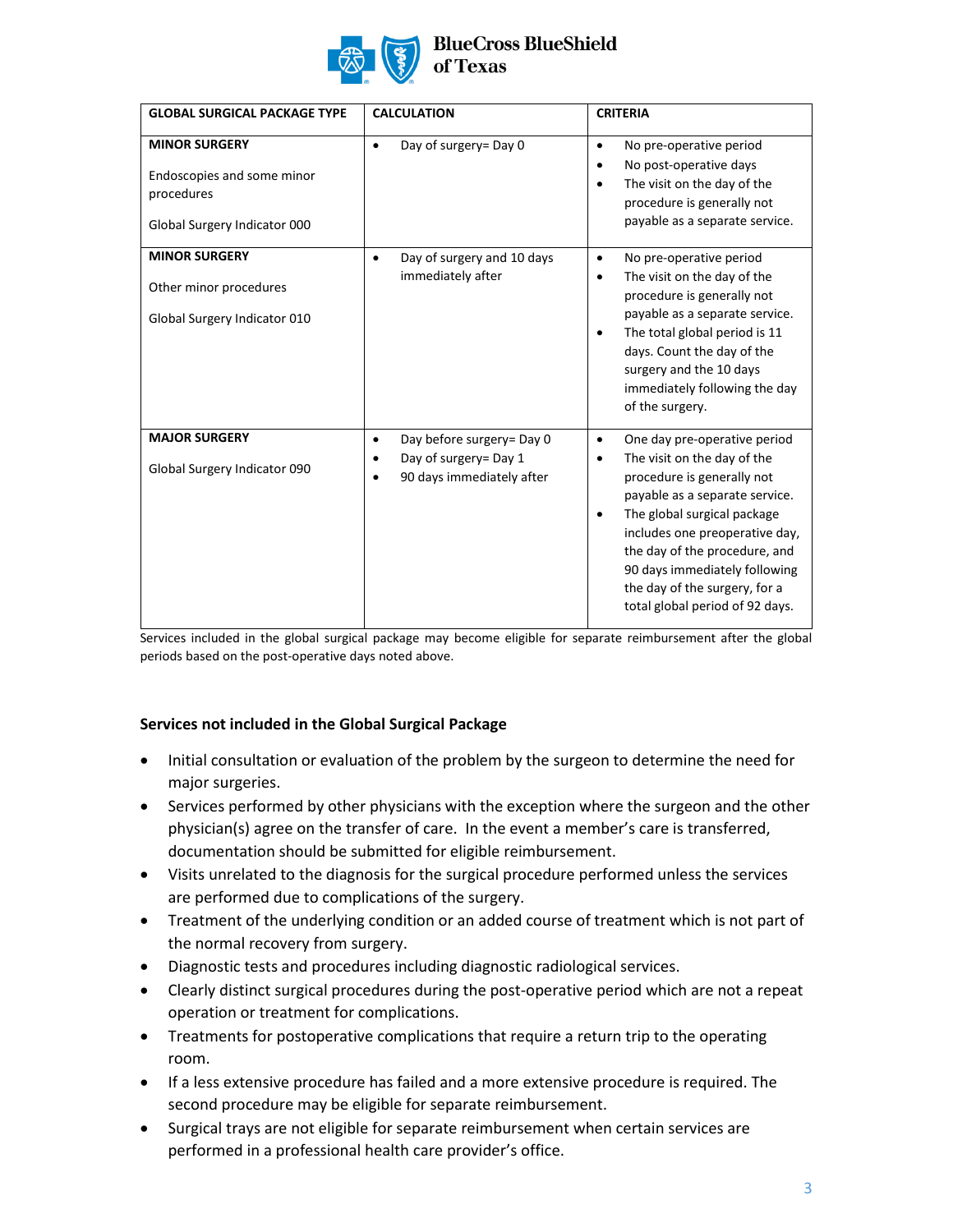| GLOBAL SURGICAL PACKAGE TYPE | CALCULATION | CRITERIA |
|---|---|---|
| **MINOR SURGERY**<br><br>Endoscopies and some minor procedures<br><br>Global Surgery Indicator 000 | • Day of surgery= Day 0 | • No pre-operative period<br>• No post-operative days<br>• The visit on the day of the procedure is generally not payable as a separate service. |
| **MINOR SURGERY**<br><br>Other minor procedures<br><br>Global Surgery Indicator 010 | • Day of surgery and 10 days immediately after | • No pre-operative period<br>• The visit on the day of the procedure is generally not payable as a separate service.<br>• The total global period is 11 days. Count the day of the surgery and the 10 days immediately following the day of the surgery. |
| **MAJOR SURGERY**<br><br>Global Surgery Indicator 090 | • Day before surgery= Day 0<br>• Day of surgery= Day 1<br>• 90 days immediately after | • One day pre-operative period<br>• The visit on the day of the procedure is generally not payable as a separate service.<br>• The global surgical package includes one preoperative day, the day of the procedure, and 90 days immediately following the day of the surgery, for a total global period of 92 days. |

Services included in the global surgical package may become eligible for separate reimbursement after the global periods based on the post-operative days noted above.

**Services not included in the Global Surgical Package**

- Initial consultation or evaluation of the problem by the surgeon to determine the need for major surgeries.
- Services performed by other physicians with the exception where the surgeon and the other physician(s) agree on the transfer of care. In the event a member's care is transferred, documentation should be submitted for eligible reimbursement.
- Visits unrelated to the diagnosis for the surgical procedure performed unless the services are performed due to complications of the surgery.
- Treatment of the underlying condition or an added course of treatment which is not part of the normal recovery from surgery.
- Diagnostic tests and procedures including diagnostic radiological services.
- Clearly distinct surgical procedures during the post-operative period which are not a repeat operation or treatment for complications.
- Treatments for postoperative complications that require a return trip to the operating room.
- If a less extensive procedure has failed and a more extensive procedure is required. The second procedure may be eligible for separate reimbursement.
- Surgical trays are not eligible for separate reimbursement when certain services are performed in a professional health care provider's office.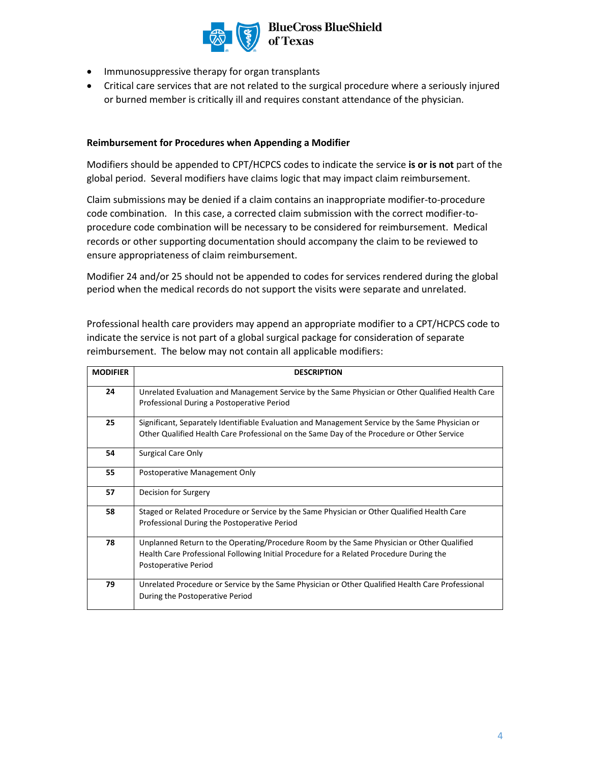- Immunosuppressive therapy for organ transplants
- Critical care services that are not related to the surgical procedure where a seriously injured or burned member is critically ill and requires constant attendance of the physician.

**Reimbursement for Procedures when Appending a Modifier**

Modifiers should be appended to CPT/HCPCS codes to indicate the service **is or is not** part of the global period. Several modifiers have claims logic that may impact claim reimbursement.

Claim submissions may be denied if a claim contains an inappropriate modifier-to-procedure code combination. In this case, a corrected claim submission with the correct modifier-to-procedure code combination will be necessary to be considered for reimbursement. Medical records or other supporting documentation should accompany the claim to be reviewed to ensure appropriateness of claim reimbursement.

Modifier 24 and/or 25 should not be appended to codes for services rendered during the global period when the medical records do not support the visits were separate and unrelated.

Professional health care providers may append an appropriate modifier to a CPT/HCPCS code to indicate the service is not part of a global surgical package for consideration of separate reimbursement. The below may not contain all applicable modifiers:

| MODIFIER | DESCRIPTION |
|---|---|
| 24 | Unrelated Evaluation and Management Service by the Same Physician or Other Qualified Health Care Professional During a Postoperative Period |
| 25 | Significant, Separately Identifiable Evaluation and Management Service by the Same Physician or Other Qualified Health Care Professional on the Same Day of the Procedure or Other Service |
| 54 | Surgical Care Only |
| 55 | Postoperative Management Only |
| 57 | Decision for Surgery |
| 58 | Staged or Related Procedure or Service by the Same Physician or Other Qualified Health Care Professional During the Postoperative Period |
| 78 | Unplanned Return to the Operating/Procedure Room by the Same Physician or Other Qualified Health Care Professional Following Initial Procedure for a Related Procedure During the Postoperative Period |
| 79 | Unrelated Procedure or Service by the Same Physician or Other Qualified Health Care Professional During the Postoperative Period |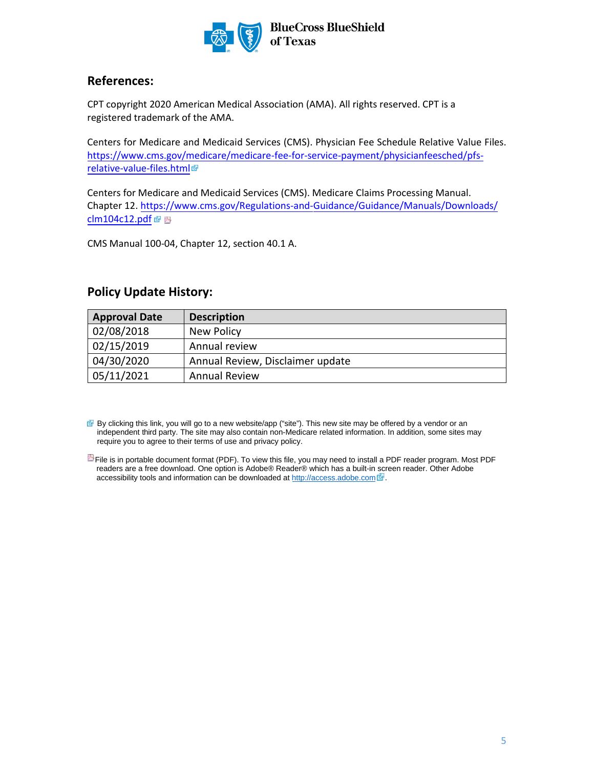## References:

CPT copyright 2020 American Medical Association (AMA). All rights reserved. CPT is a registered trademark of the AMA.

Centers for Medicare and Medicaid Services (CMS). Physician Fee Schedule Relative Value Files. https://www.cms.gov/medicare/medicare-fee-for-service-payment/physicianfeesched/pfs-relative-value-files.html

Centers for Medicare and Medicaid Services (CMS). Medicare Claims Processing Manual. Chapter 12. https://www.cms.gov/Regulations-and-Guidance/Guidance/Manuals/Downloads/clm104c12.pdf

CMS Manual 100-04, Chapter 12, section 40.1 A.

## Policy Update History:

| Approval Date | Description |
|---|---|
| 02/08/2018 | New Policy |
| 02/15/2019 | Annual review |
| 04/30/2020 | Annual Review, Disclaimer update |
| 05/11/2021 | Annual Review |

By clicking this link, you will go to a new website/app ("site"). This new site may be offered by a vendor or an independent third party. The site may also contain non-Medicare related information. In addition, some sites may require you to agree to their terms of use and privacy policy.

File is in portable document format (PDF). To view this file, you may need to install a PDF reader program. Most PDF readers are a free download. One option is Adobe® Reader® which has a built-in screen reader. Other Adobe accessibility tools and information can be downloaded at http://access.adobe.com.